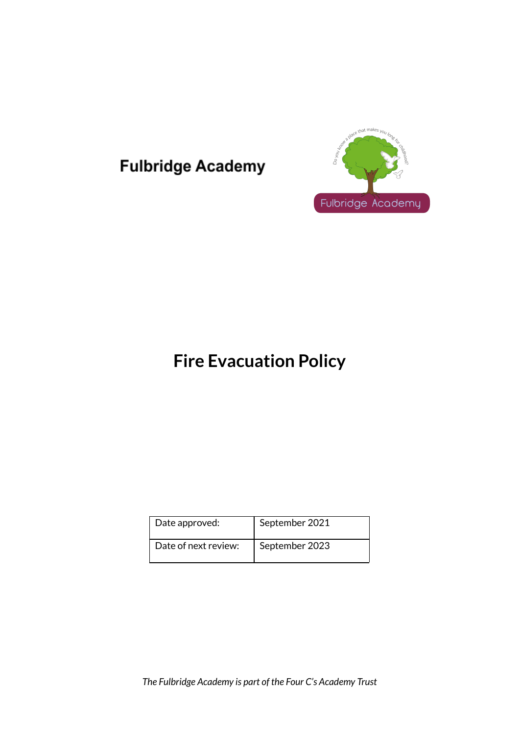**Fulbridge Academy**

# Fire Evacuation Policy

| Date approved: | September 2021 |
| --- | --- |
| Date of next review: | September 2023 |

*The Fulbridge Academy is part of the Four C's Academy Trust*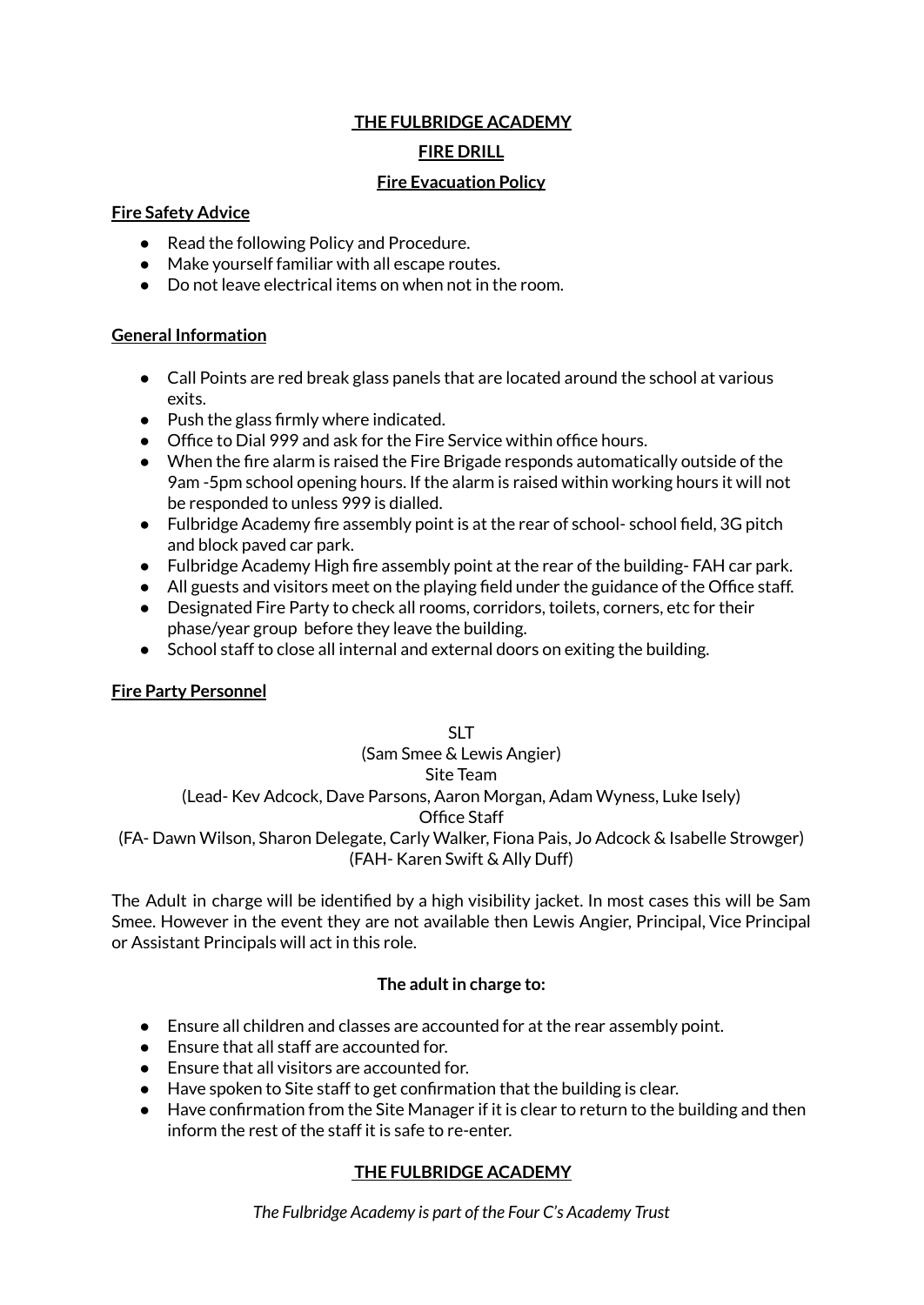**THE FULBRIDGE ACADEMY**

**FIRE DRILL**

**Fire Evacuation Policy**

**Fire Safety Advice**

- Read the following Policy and Procedure.
- Make yourself familiar with all escape routes.
- Do not leave electrical items on when not in the room.

**General Information**

- Call Points are red break glass panels that are located around the school at various exits.
- Push the glass firmly where indicated.
- Office to Dial 999 and ask for the Fire Service within office hours.
- When the fire alarm is raised the Fire Brigade responds automatically outside of the 9am -5pm school opening hours. If the alarm is raised within working hours it will not be responded to unless 999 is dialled.
- Fulbridge Academy fire assembly point is at the rear of school- school field, 3G pitch and block paved car park.
- Fulbridge Academy High fire assembly point at the rear of the building- FAH car park.
- All guests and visitors meet on the playing field under the guidance of the Office staff.
- Designated Fire Party to check all rooms, corridors, toilets, corners, etc for their phase/year group before they leave the building.
- School staff to close all internal and external doors on exiting the building.

**Fire Party Personnel**

SLT
(Sam Smee & Lewis Angier)
Site Team
(Lead- Kev Adcock, Dave Parsons, Aaron Morgan, Adam Wyness, Luke Isely)
Office Staff
(FA- Dawn Wilson, Sharon Delegate, Carly Walker, Fiona Pais, Jo Adcock & Isabelle Strowger)
(FAH- Karen Swift & Ally Duff)

The Adult in charge will be identified by a high visibility jacket. In most cases this will be Sam Smee. However in the event they are not available then Lewis Angier, Principal, Vice Principal or Assistant Principals will act in this role.

**The adult in charge to:**

- Ensure all children and classes are accounted for at the rear assembly point.
- Ensure that all staff are accounted for.
- Ensure that all visitors are accounted for.
- Have spoken to Site staff to get confirmation that the building is clear.
- Have confirmation from the Site Manager if it is clear to return to the building and then inform the rest of the staff it is safe to re-enter.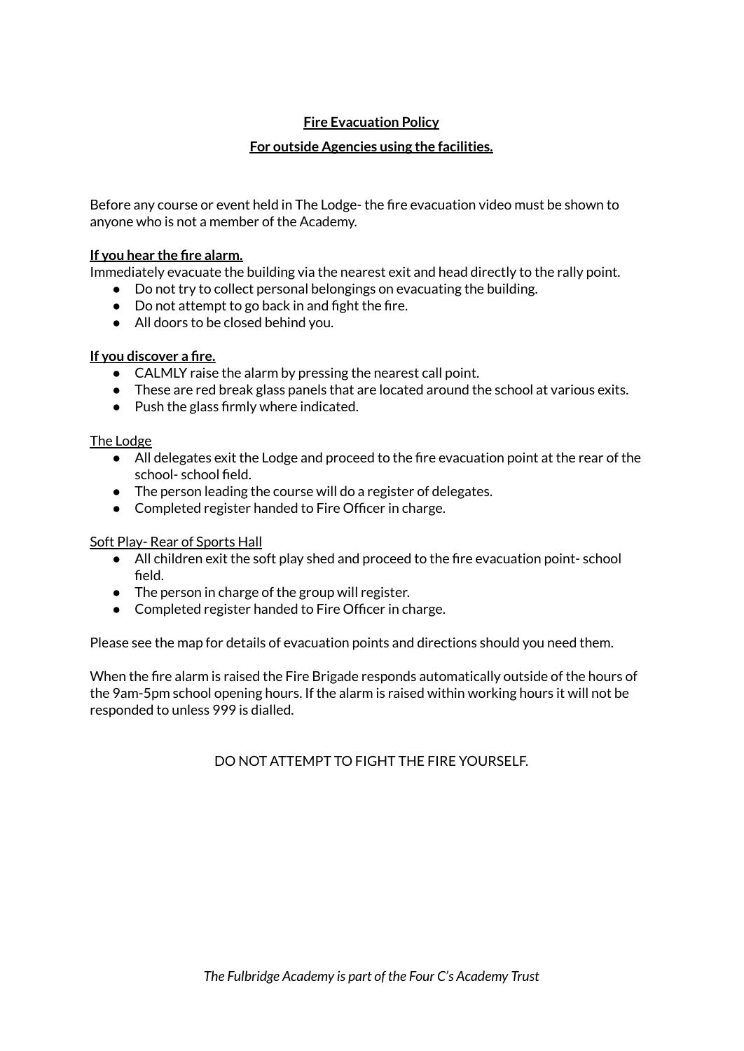**Fire Evacuation Policy**

**For outside Agencies using the facilities.**

Before any course or event held in The Lodge- the fire evacuation video must be shown to anyone who is not a member of the Academy.

**If you hear the fire alarm.**

Immediately evacuate the building via the nearest exit and head directly to the rally point.

- Do not try to collect personal belongings on evacuating the building.
- Do not attempt to go back in and fight the fire.
- All doors to be closed behind you.

**If you discover a fire.**

- CALMLY raise the alarm by pressing the nearest call point.
- These are red break glass panels that are located around the school at various exits.
- Push the glass firmly where indicated.

The Lodge

- All delegates exit the Lodge and proceed to the fire evacuation point at the rear of the school- school field.
- The person leading the course will do a register of delegates.
- Completed register handed to Fire Officer in charge.

Soft Play- Rear of Sports Hall

- All children exit the soft play shed and proceed to the fire evacuation point- school field.
- The person in charge of the group will register.
- Completed register handed to Fire Officer in charge.

Please see the map for details of evacuation points and directions should you need them.

When the fire alarm is raised the Fire Brigade responds automatically outside of the hours of the 9am-5pm school opening hours. If the alarm is raised within working hours it will not be responded to unless 999 is dialled.

DO NOT ATTEMPT TO FIGHT THE FIRE YOURSELF.

*The Fulbridge Academy is part of the Four C's Academy Trust*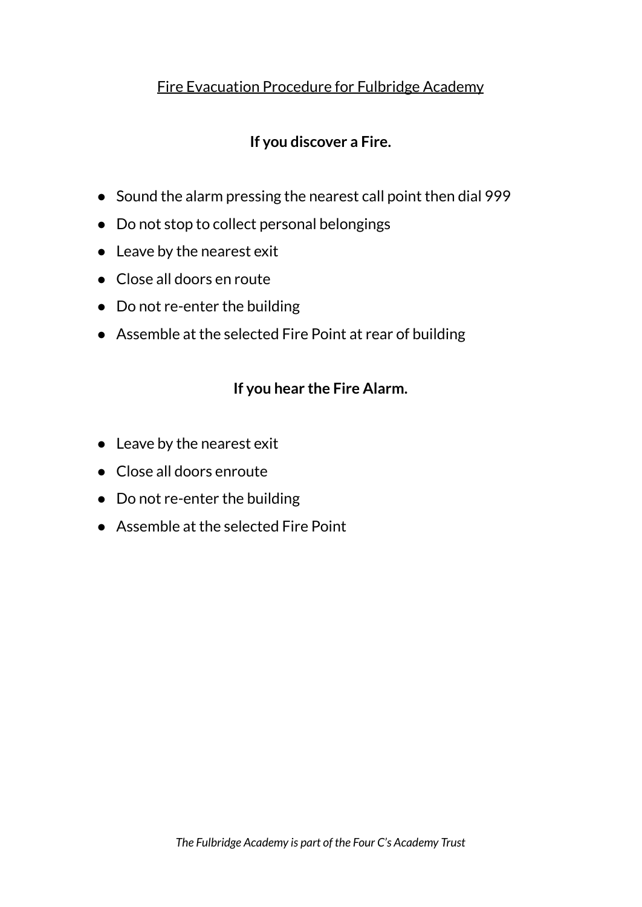# Fire Evacuation Procedure for Fulbridge Academy

## If you discover a Fire.

- Sound the alarm pressing the nearest call point then dial 999
- Do not stop to collect personal belongings
- Leave by the nearest exit
- Close all doors en route
- Do not re-enter the building
- Assemble at the selected Fire Point at rear of building

## If you hear the Fire Alarm.

- Leave by the nearest exit
- Close all doors enroute
- Do not re-enter the building
- Assemble at the selected Fire Point

*The Fulbridge Academy is part of the Four C's Academy Trust*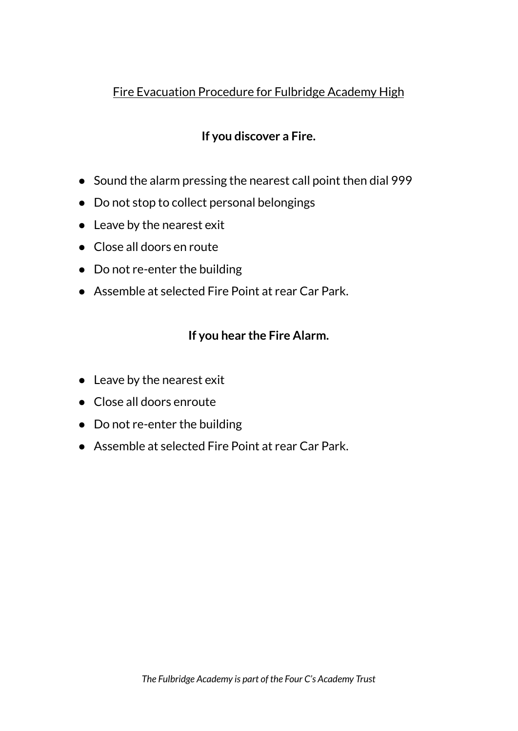Fire Evacuation Procedure for Fulbridge Academy High

**If you discover a Fire.**

- Sound the alarm pressing the nearest call point then dial 999
- Do not stop to collect personal belongings
- Leave by the nearest exit
- Close all doors en route
- Do not re-enter the building
- Assemble at selected Fire Point at rear Car Park.

**If you hear the Fire Alarm.**

- Leave by the nearest exit
- Close all doors enroute
- Do not re-enter the building
- Assemble at selected Fire Point at rear Car Park.

*The Fulbridge Academy is part of the Four C's Academy Trust*